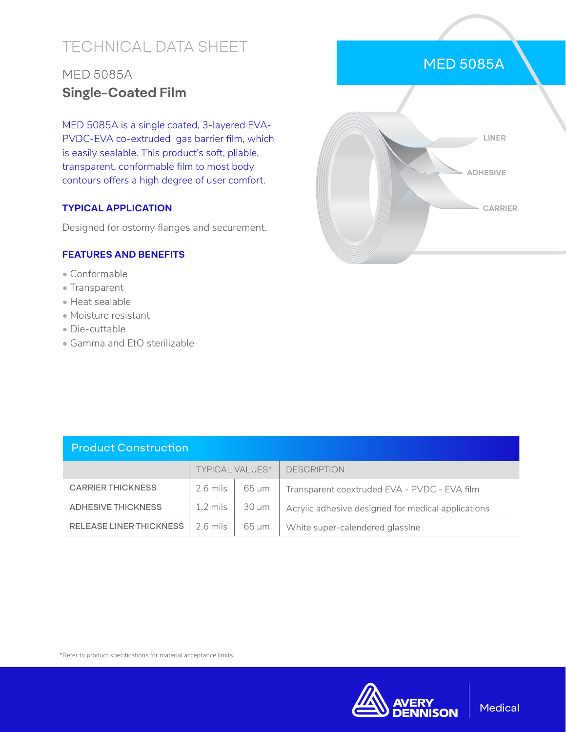# TECHNICAL DATA SHEET

## MED 5085A

## Single-Coated Film

MED 5085A is a single coated, 3-layered EVA-PVDC-EVA co-extruded gas barrier film, which is easily sealable. This product's soft, pliable, transparent, conformable film to most body contours offers a high degree of user comfort.

MED 5085A

LINER

ADHESIVE

CARRIER

### TYPICAL APPLICATION

Designed for ostomy flanges and securement.

### FEATURES AND BENEFITS

- Conformable
- Transparent
- Heat sealable
- Moisture resistant
- Die-cuttable
- Gamma and EtO sterilizable

### Product Construction

| | TYPICAL VALUES* | | DESCRIPTION |
|---|---|---|---|
| CARRIER THICKNESS | 2.6 mils | 65 µm | Transparent coextruded EVA - PVDC - EVA film |
| ADHESIVE THICKNESS | 1.2 mils | 30 µm | Acrylic adhesive designed for medical applications |
| RELEASE LINER THICKNESS | 2.6 mils | 65 µm | White super-calendered glassine |

*Refer to product specifications for material acceptance limits.

AVERY DENNISON | Medical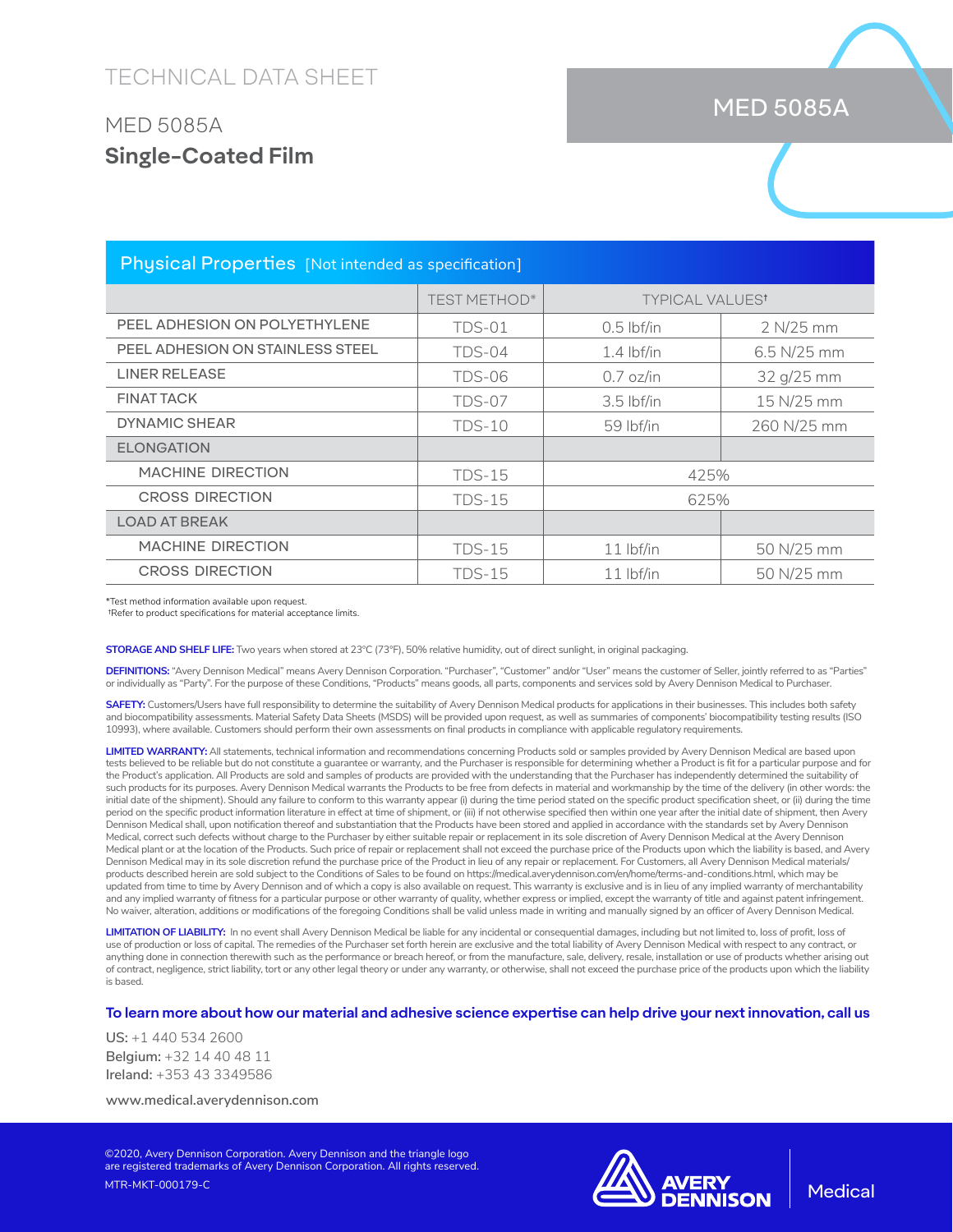TECHNICAL DATA SHEET

MED 5085A

## Single-Coated Film

MED 5085A

### Physical Properties [Not intended as specification]

| | TEST METHOD* | TYPICAL VALUES† | |
|---|---|---|---|
| PEEL ADHESION ON POLYETHYLENE | TDS-01 | 0.5 lbf/in | 2 N/25 mm |
| PEEL ADHESION ON STAINLESS STEEL | TDS-04 | 1.4 lbf/in | 6.5 N/25 mm |
| LINER RELEASE | TDS-06 | 0.7 oz/in | 32 g/25 mm |
| FINAT TACK | TDS-07 | 3.5 lbf/in | 15 N/25 mm |
| DYNAMIC SHEAR | TDS-10 | 59 lbf/in | 260 N/25 mm |
| ELONGATION | | | |
| MACHINE DIRECTION | TDS-15 | 425% | |
| CROSS DIRECTION | TDS-15 | 625% | |
| LOAD AT BREAK | | | |
| MACHINE DIRECTION | TDS-15 | 11 lbf/in | 50 N/25 mm |
| CROSS DIRECTION | TDS-15 | 11 lbf/in | 50 N/25 mm |

*Test method information available upon request.
†Refer to product specifications for material acceptance limits.

**STORAGE AND SHELF LIFE:** Two years when stored at 23°C (73°F), 50% relative humidity, out of direct sunlight, in original packaging.

**DEFINITIONS:** "Avery Dennison Medical" means Avery Dennison Corporation. "Purchaser", "Customer" and/or "User" means the customer of Seller, jointly referred to as "Parties" or individually as "Party". For the purpose of these Conditions, "Products" means goods, all parts, components and services sold by Avery Dennison Medical to Purchaser.

**SAFETY:** Customers/Users have full responsibility to determine the suitability of Avery Dennison Medical products for applications in their businesses. This includes both safety and biocompatibility assessments. Material Safety Data Sheets (MSDS) will be provided upon request, as well as summaries of components' biocompatibility testing results (ISO 10993), where available. Customers should perform their own assessments on final products in compliance with applicable regulatory requirements.

**LIMITED WARRANTY:** All statements, technical information and recommendations concerning Products sold or samples provided by Avery Dennison Medical are based upon tests believed to be reliable but do not constitute a guarantee or warranty, and the Purchaser is responsible for determining whether a Product is fit for a particular purpose and for the Product's application. All Products are sold and samples of products are provided with the understanding that the Purchaser has independently determined the suitability of such products for its purposes. Avery Dennison Medical warrants the Products to be free from defects in material and workmanship by the time of the delivery (in other words: the initial date of the shipment). Should any failure to conform to this warranty appear (i) during the time period stated on the specific product specification sheet, or (ii) during the time period on the specific product information literature in effect at time of shipment, or (iii) if not otherwise specified then within one year after the initial date of shipment, then Avery Dennison Medical shall, upon notification thereof and substantiation that the Products have been stored and applied in accordance with the standards set by Avery Dennison Medical, correct such defects without charge to the Purchaser by either suitable repair or replacement in its sole discretion of Avery Dennison Medical at the Avery Dennison Medical plant or at the location of the Products. Such price of repair or replacement shall not exceed the purchase price of the Products upon which the liability is based, and Avery Dennison Medical may in its sole discretion refund the purchase price of the Product in lieu of any repair or replacement. For Customers, all Avery Dennison Medical materials/ products described herein are sold subject to the Conditions of Sales to be found on https://medical.averydennison.com/en/home/terms-and-conditions.html, which may be updated from time to time by Avery Dennison and of which a copy is also available on request. This warranty is exclusive and is in lieu of any implied warranty of merchantability and any implied warranty of fitness for a particular purpose or other warranty of quality, whether express or implied, except the warranty of title and against patent infringement. No waiver, alteration, additions or modifications of the foregoing Conditions shall be valid unless made in writing and manually signed by an officer of Avery Dennison Medical.

**LIMITATION OF LIABILITY:** In no event shall Avery Dennison Medical be liable for any incidental or consequential damages, including but not limited to, loss of profit, loss of use of production or loss of capital. The remedies of the Purchaser set forth herein are exclusive and the total liability of Avery Dennison Medical with respect to any contract, or anything done in connection therewith such as the performance or breach hereof, or from the manufacture, sale, delivery, resale, installation or use of products whether arising out of contract, negligence, strict liability, tort or under any warranty, or otherwise, shall not exceed the purchase price of the products upon which the liability is based.

**To learn more about how our material and adhesive science expertise can help drive your next innovation, call us**

US: +1 440 534 2600
Belgium: +32 14 40 48 11
Ireland: +353 43 3349586

www.medical.averydennison.com

©2020, Avery Dennison Corporation. Avery Dennison and the triangle logo are registered trademarks of Avery Dennison Corporation. All rights reserved.

MTR-MKT-000179-C

AVERY DENNISON Medical